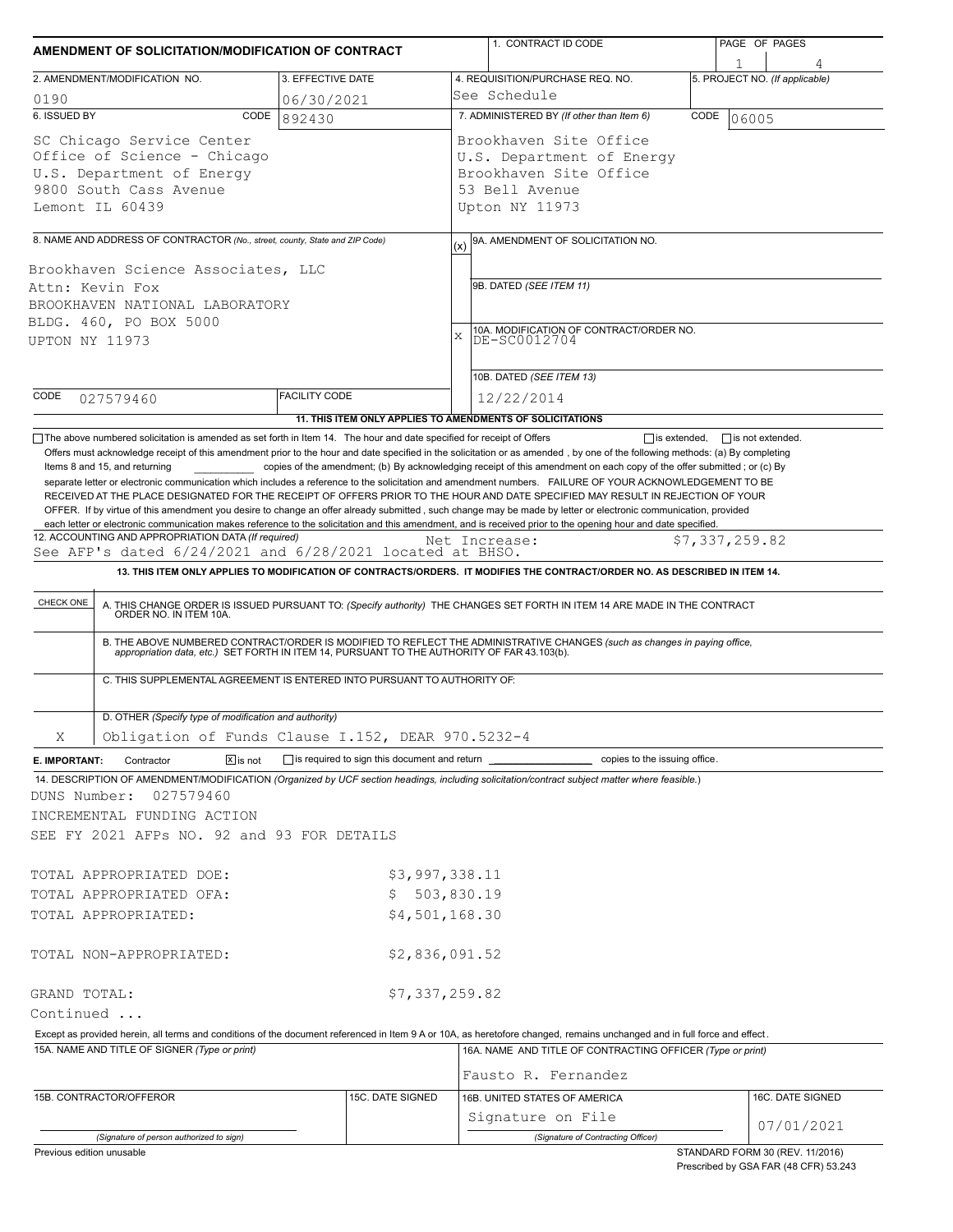# AMENDMENT OF SOLICITATION/MODIFICATION OF CONTRACT

| 1. CONTRACT ID CODE | PAGE OF PAGES |
|---|---|
| | 1 of 4 |

| 2. AMENDMENT/MODIFICATION NO. | 3. EFFECTIVE DATE | 4. REQUISITION/PURCHASE REQ. NO. | 5. PROJECT NO. (If applicable) |
|---|---|---|---|
| 0190 | 06/30/2021 | See Schedule | |

**6. ISSUED BY** CODE 892430

SC Chicago Service Center
Office of Science - Chicago
U.S. Department of Energy
9800 South Cass Avenue
Lemont IL 60439

**7. ADMINISTERED BY** (If other than Item 6) CODE 06005

Brookhaven Site Office
U.S. Department of Energy
Brookhaven Site Office
53 Bell Avenue
Upton NY 11973

**8. NAME AND ADDRESS OF CONTRACTOR** (No., street, county, State and ZIP Code)

Brookhaven Science Associates, LLC
Attn: Kevin Fox
BROOKHAVEN NATIONAL LABORATORY
BLDG. 460, PO BOX 5000
UPTON NY 11973

CODE 027579460 FACILITY CODE

(x) 9A. AMENDMENT OF SOLICITATION NO.

9B. DATED (SEE ITEM 11)

X 10A. MODIFICATION OF CONTRACT/ORDER NO. DE-SC0012704

10B. DATED (SEE ITEM 13) 12/22/2014

**11. THIS ITEM ONLY APPLIES TO AMENDMENTS OF SOLICITATIONS**

☐ The above numbered solicitation is amended as set forth in Item 14. The hour and date specified for receipt of Offers ☐ is extended, ☐ is not extended.

Offers must acknowledge receipt of this amendment prior to the hour and date specified in the solicitation or as amended , by one of the following methods: (a) By completing Items 8 and 15, and returning ______ copies of the amendment; (b) By acknowledging receipt of this amendment on each copy of the offer submitted ; or (c) By separate letter or electronic communication which includes a reference to the solicitation and amendment numbers. FAILURE OF YOUR ACKNOWLEDGEMENT TO BE RECEIVED AT THE PLACE DESIGNATED FOR THE RECEIPT OF OFFERS PRIOR TO THE HOUR AND DATE SPECIFIED MAY RESULT IN REJECTION OF YOUR OFFER. If by virtue of this amendment you desire to change an offer already submitted , such change may be made by letter or electronic communication, provided each letter or electronic communication makes reference to the solicitation and this amendment, and is received prior to the opening hour and date specified.

**12. ACCOUNTING AND APPROPRIATION DATA** (If required)
See AFP's dated 6/24/2021 and 6/28/2021 located at BHSO. Net Increase: $7,337,259.82

**13. THIS ITEM ONLY APPLIES TO MODIFICATION OF CONTRACTS/ORDERS. IT MODIFIES THE CONTRACT/ORDER NO. AS DESCRIBED IN ITEM 14.**

| CHECK ONE | |
|---|---|
| | A. THIS CHANGE ORDER IS ISSUED PURSUANT TO: (Specify authority) THE CHANGES SET FORTH IN ITEM 14 ARE MADE IN THE CONTRACT ORDER NO. IN ITEM 10A. |
| | B. THE ABOVE NUMBERED CONTRACT/ORDER IS MODIFIED TO REFLECT THE ADMINISTRATIVE CHANGES (such as changes in paying office, appropriation data, etc.) SET FORTH IN ITEM 14, PURSUANT TO THE AUTHORITY OF FAR 43.103(b). |
| | C. THIS SUPPLEMENTAL AGREEMENT IS ENTERED INTO PURSUANT TO AUTHORITY OF: |
| X | D. OTHER (Specify type of modification and authority) Obligation of Funds Clause I.152, DEAR 970.5232-4 |

**E. IMPORTANT:** Contractor ☒ is not ☐ is required to sign this document and return ______ copies to the issuing office.

**14. DESCRIPTION OF AMENDMENT/MODIFICATION** (Organized by UCF section headings, including solicitation/contract subject matter where feasible.)

DUNS Number: 027579460
INCREMENTAL FUNDING ACTION
SEE FY 2021 AFPs NO. 92 and 93 FOR DETAILS

| | |
|---|---|
| TOTAL APPROPRIATED DOE: | $3,997,338.11 |
| TOTAL APPROPRIATED OFA: | $ 503,830.19 |
| TOTAL APPROPRIATED: | $4,501,168.30 |
| TOTAL NON-APPROPRIATED: | $2,836,091.52 |
| GRAND TOTAL: | $7,337,259.82 |

Continued ...

Except as provided herein, all terms and conditions of the document referenced in Item 9 A or 10A, as heretofore changed, remains unchanged and in full force and effect.

| 15A. NAME AND TITLE OF SIGNER (Type or print) | | 16A. NAME AND TITLE OF CONTRACTING OFFICER (Type or print) | |
|---|---|---|---|
| | | Fausto R. Fernandez | |
| 15B. CONTRACTOR/OFFEROR | 15C. DATE SIGNED | 16B. UNITED STATES OF AMERICA | 16C. DATE SIGNED |
| (Signature of person authorized to sign) | | Signature on File (Signature of Contracting Officer) | 07/01/2021 |

Previous edition unusable

STANDARD FORM 30 (REV. 11/2016)
Prescribed by GSA FAR (48 CFR) 53.243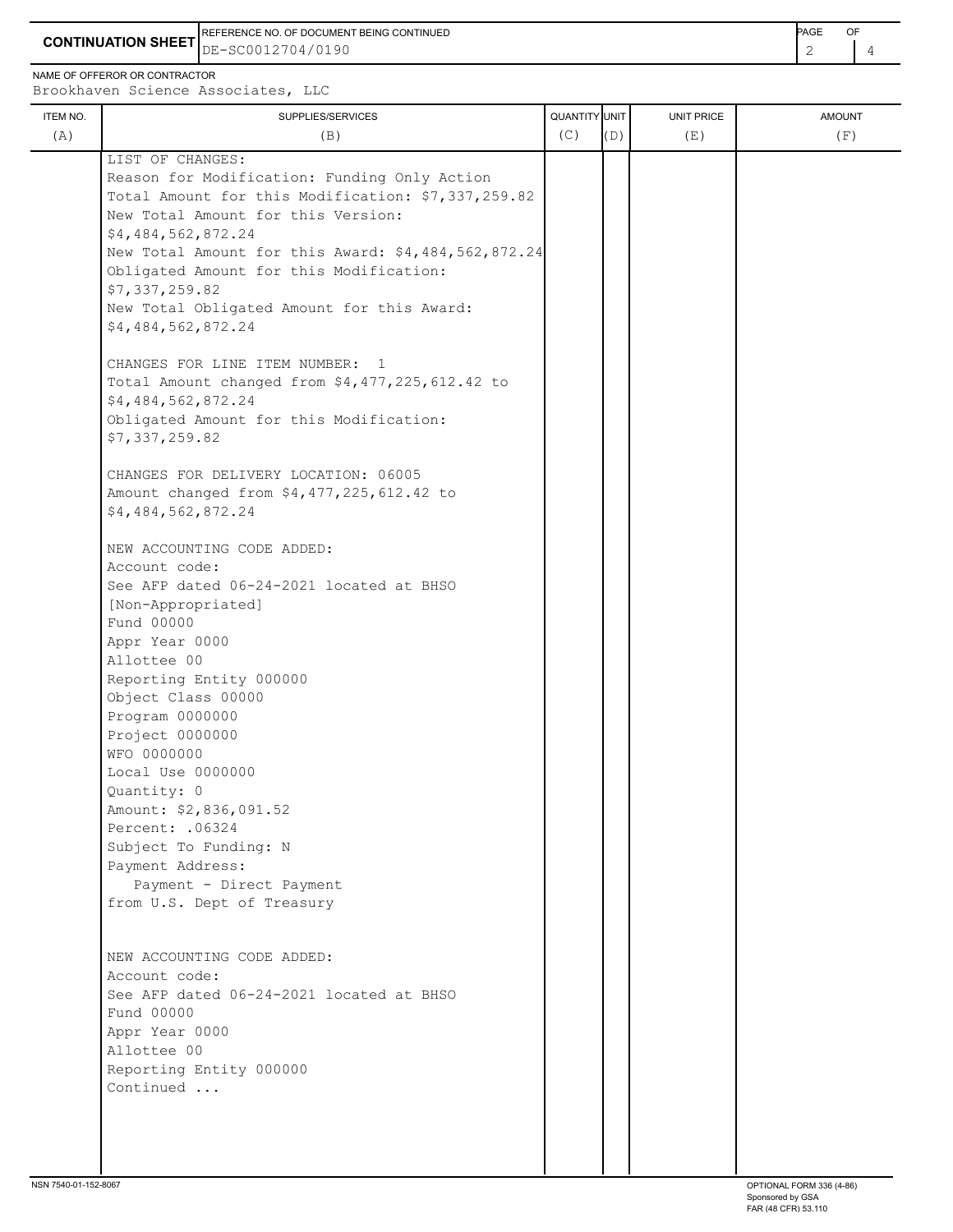**CONTINUATION SHEET**

REFERENCE NO. OF DOCUMENT BEING CONTINUED: DE-SC0012704/0190

NAME OF OFFEROR OR CONTRACTOR: Brookhaven Science Associates, LLC

| ITEM NO. (A) | SUPPLIES/SERVICES (B) | QUANTITY (C) | UNIT (D) | UNIT PRICE (E) | AMOUNT (F) |
|---|---|---|---|---|---|
| | LIST OF CHANGES:<br>Reason for Modification: Funding Only Action<br>Total Amount for this Modification: $7,337,259.82<br>New Total Amount for this Version:<br>$4,484,562,872.24<br>New Total Amount for this Award: $4,484,562,872.24<br>Obligated Amount for this Modification:<br>$7,337,259.82<br>New Total Obligated Amount for this Award:<br>$4,484,562,872.24<br><br>CHANGES FOR LINE ITEM NUMBER: 1<br>Total Amount changed from $4,477,225,612.42 to<br>$4,484,562,872.24<br>Obligated Amount for this Modification:<br>$7,337,259.82<br><br>CHANGES FOR DELIVERY LOCATION: 06005<br>Amount changed from $4,477,225,612.42 to<br>$4,484,562,872.24<br><br>NEW ACCOUNTING CODE ADDED:<br>Account code:<br>See AFP dated 06-24-2021 located at BHSO<br>[Non-Appropriated]<br>Fund 00000<br>Appr Year 0000<br>Allottee 00<br>Reporting Entity 000000<br>Object Class 00000<br>Program 0000000<br>Project 0000000<br>WFO 0000000<br>Local Use 0000000<br>Quantity: 0<br>Amount: $2,836,091.52<br>Percent: .06324<br>Subject To Funding: N<br>Payment Address:<br>Payment - Direct Payment<br>from U.S. Dept of Treasury<br><br>NEW ACCOUNTING CODE ADDED:<br>Account code:<br>See AFP dated 06-24-2021 located at BHSO<br>Fund 00000<br>Appr Year 0000<br>Allottee 00<br>Reporting Entity 000000<br>Continued ... | | | | |

NSN 7540-01-152-8067

OPTIONAL FORM 336 (4-86)
Sponsored by GSA
FAR (48 CFR) 53.110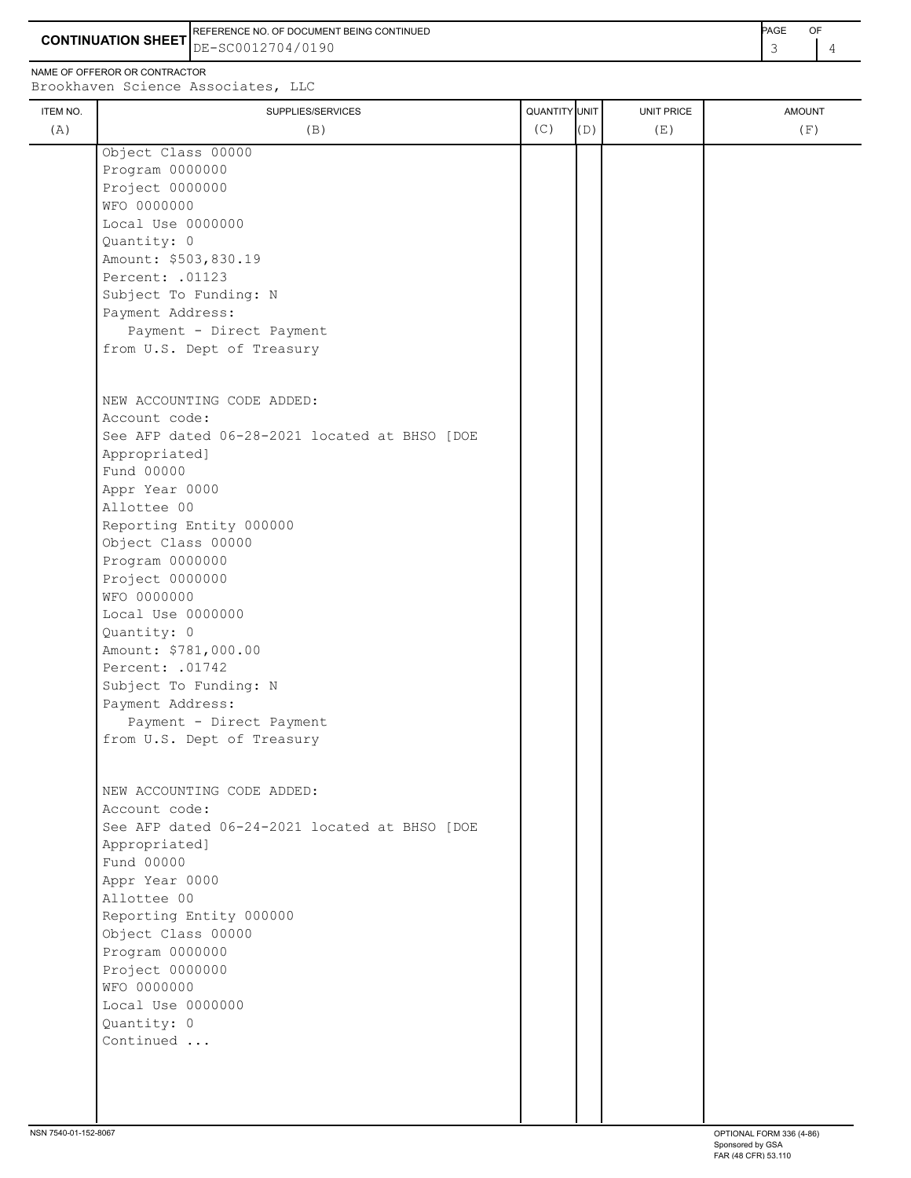**CONTINUATION SHEET**

REFERENCE NO. OF DOCUMENT BEING CONTINUED: DE-SC0012704/0190

NAME OF OFFEROR OR CONTRACTOR: Brookhaven Science Associates, LLC

| ITEM NO. (A) | SUPPLIES/SERVICES (B) | QUANTITY (C) | UNIT (D) | UNIT PRICE (E) | AMOUNT (F) |
|---|---|---|---|---|---|
| | Object Class 00000<br>Program 0000000<br>Project 0000000<br>WFO 0000000<br>Local Use 0000000<br>Quantity: 0<br>Amount: $503,830.19<br>Percent: .01123<br>Subject To Funding: N<br>Payment Address:<br>Payment - Direct Payment<br>from U.S. Dept of Treasury<br><br>NEW ACCOUNTING CODE ADDED:<br>Account code:<br>See AFP dated 06-28-2021 located at BHSO [DOE Appropriated]<br>Fund 00000<br>Appr Year 0000<br>Allottee 00<br>Reporting Entity 000000<br>Object Class 00000<br>Program 0000000<br>Project 0000000<br>WFO 0000000<br>Local Use 0000000<br>Quantity: 0<br>Amount: $781,000.00<br>Percent: .01742<br>Subject To Funding: N<br>Payment Address:<br>Payment - Direct Payment<br>from U.S. Dept of Treasury<br><br>NEW ACCOUNTING CODE ADDED:<br>Account code:<br>See AFP dated 06-24-2021 located at BHSO [DOE Appropriated]<br>Fund 00000<br>Appr Year 0000<br>Allottee 00<br>Reporting Entity 000000<br>Object Class 00000<br>Program 0000000<br>Project 0000000<br>WFO 0000000<br>Local Use 0000000<br>Quantity: 0<br>Continued ... | | | | |

NSN 7540-01-152-8067

OPTIONAL FORM 336 (4-86)
Sponsored by GSA
FAR (48 CFR) 53.110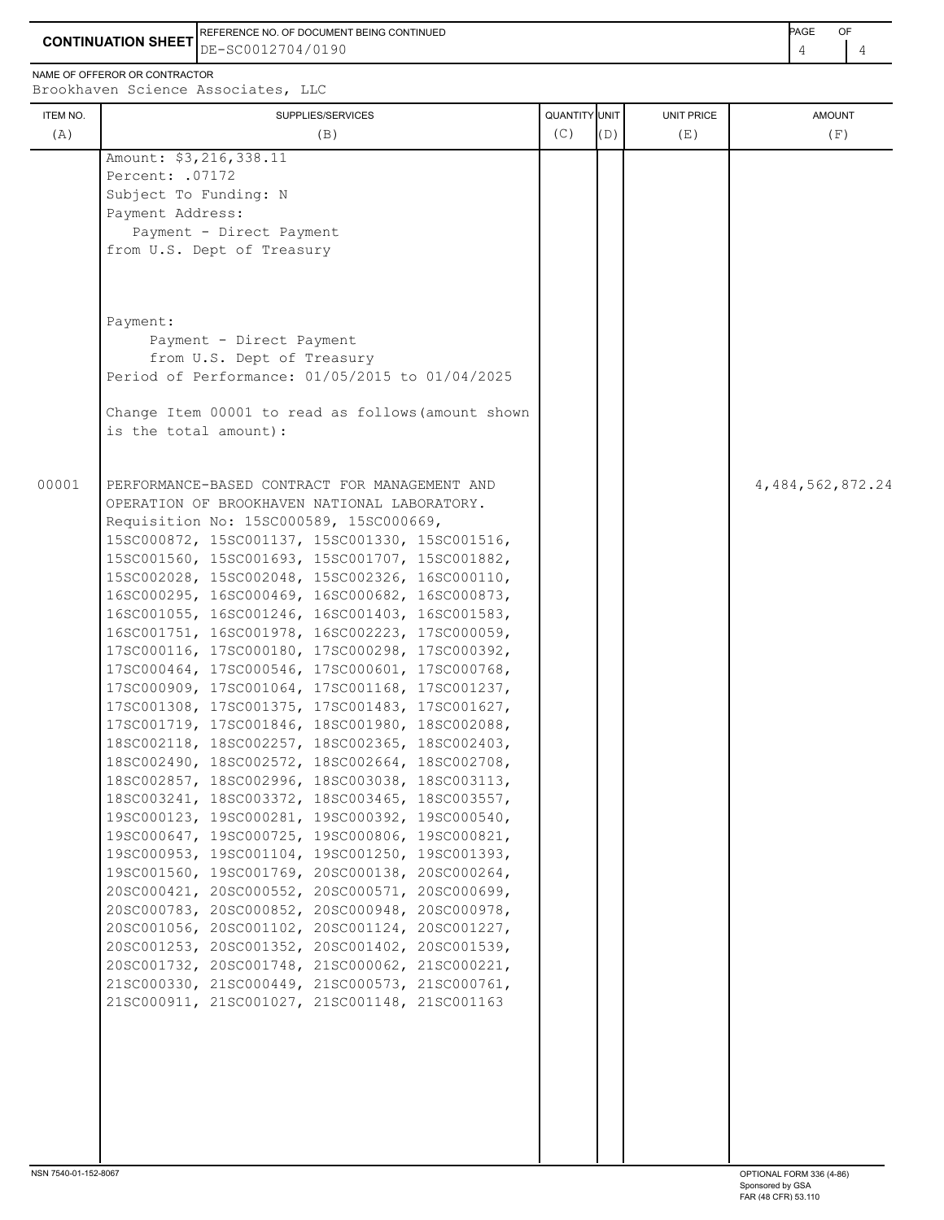**CONTINUATION SHEET**

REFERENCE NO. OF DOCUMENT BEING CONTINUED: DE-SC0012704/0190

NAME OF OFFEROR OR CONTRACTOR: Brookhaven Science Associates, LLC

| ITEM NO. (A) | SUPPLIES/SERVICES (B) | QUANTITY (C) | UNIT (D) | UNIT PRICE (E) | AMOUNT (F) |
|---|---|---|---|---|---|
| | Amount: $3,216,338.11<br>Percent: .07172<br>Subject To Funding: N<br>Payment Address:<br>Payment - Direct Payment<br>from U.S. Dept of Treasury<br><br>Payment:<br>Payment - Direct Payment<br>from U.S. Dept of Treasury<br>Period of Performance: 01/05/2015 to 01/04/2025<br><br>Change Item 00001 to read as follows(amount shown is the total amount): | | | | |
| 00001 | PERFORMANCE-BASED CONTRACT FOR MANAGEMENT AND OPERATION OF BROOKHAVEN NATIONAL LABORATORY.<br>Requisition No: 15SC000589, 15SC000669, 15SC000872, 15SC001137, 15SC001330, 15SC001516, 15SC001560, 15SC001693, 15SC001707, 15SC001882, 15SC002028, 15SC002048, 15SC002326, 16SC000110, 16SC000295, 16SC000469, 16SC000682, 16SC000873, 16SC001055, 16SC001246, 16SC001403, 16SC001583, 16SC001751, 16SC001978, 16SC002223, 17SC000059, 17SC000116, 17SC000180, 17SC000298, 17SC000392, 17SC000464, 17SC000546, 17SC000601, 17SC000768, 17SC000909, 17SC001064, 17SC001168, 17SC001237, 17SC001308, 17SC001375, 17SC001483, 17SC001627, 17SC001719, 17SC001846, 18SC001980, 18SC002088, 18SC002118, 18SC002257, 18SC002365, 18SC002403, 18SC002490, 18SC002572, 18SC002664, 18SC002708, 18SC002857, 18SC002996, 18SC003038, 18SC003113, 18SC003241, 18SC003372, 18SC003465, 18SC003557, 19SC000123, 19SC000281, 19SC000392, 19SC000540, 19SC000647, 19SC000725, 19SC000806, 19SC000821, 19SC000953, 19SC001104, 19SC001250, 19SC001393, 19SC001560, 19SC001769, 20SC000138, 20SC000264, 20SC000421, 20SC000552, 20SC000571, 20SC000699, 20SC000783, 20SC000852, 20SC000948, 20SC000978, 20SC001056, 20SC001102, 20SC001124, 20SC001227, 20SC001253, 20SC001352, 20SC001402, 20SC001539, 20SC001732, 20SC001748, 21SC000062, 21SC000221, 21SC000330, 21SC000449, 21SC000573, 21SC000761, 21SC000911, 21SC001027, 21SC001148, 21SC001163 | | | | 4,484,562,872.24 |

NSN 7540-01-152-8067

OPTIONAL FORM 336 (4-86)
Sponsored by GSA
FAR (48 CFR) 53.110